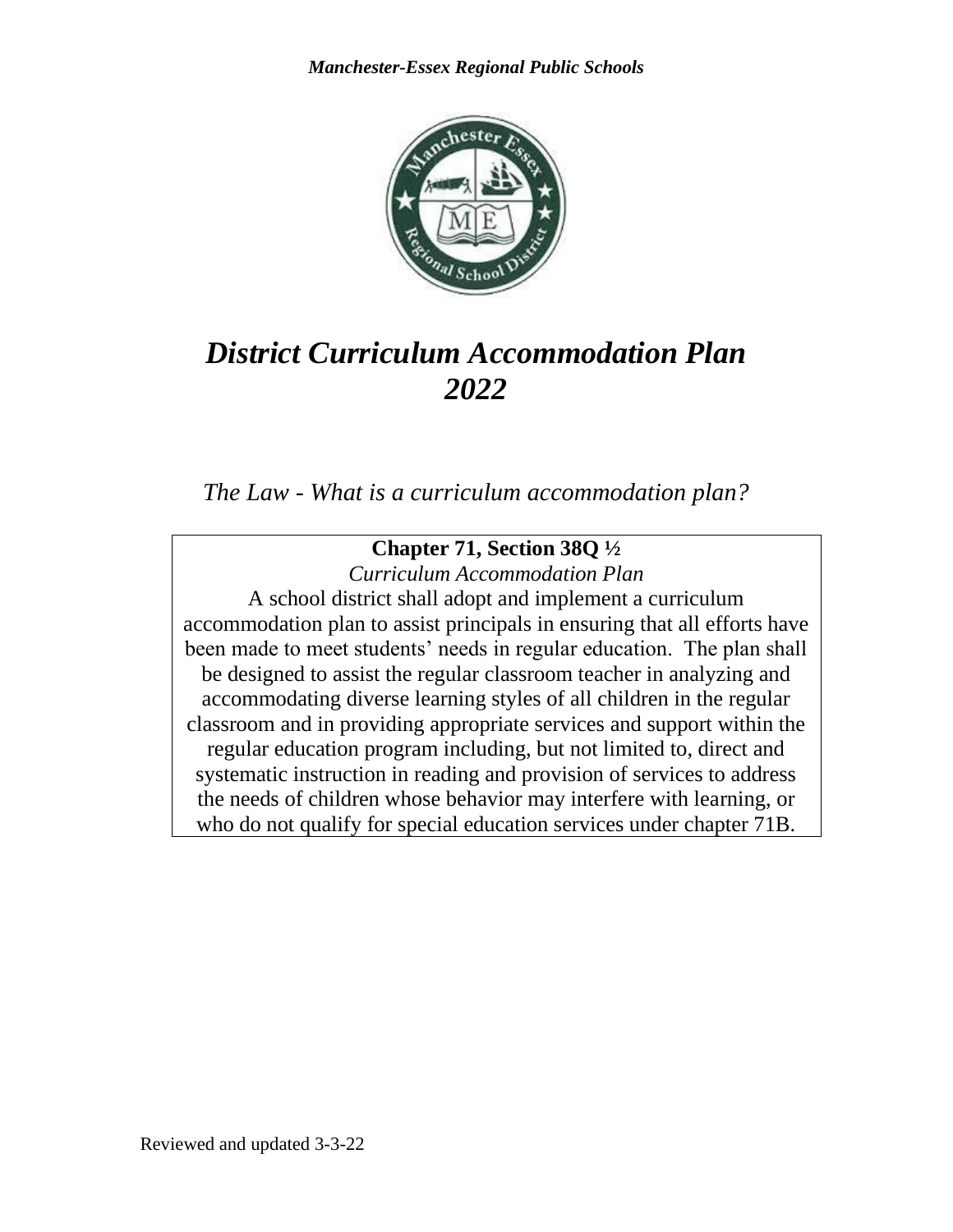*Manchester-Essex Regional Public Schools*

# *District Curriculum Accommodation Plan 2022*

## *The Law - What is a curriculum accommodation plan?*

**Chapter 71, Section 38Q ½**

*Curriculum Accommodation Plan*

A school district shall adopt and implement a curriculum accommodation plan to assist principals in ensuring that all efforts have been made to meet students' needs in regular education. The plan shall be designed to assist the regular classroom teacher in analyzing and accommodating diverse learning styles of all children in the regular classroom and in providing appropriate services and support within the regular education program including, but not limited to, direct and systematic instruction in reading and provision of services to address the needs of children whose behavior may interfere with learning, or who do not qualify for special education services under chapter 71B.

Reviewed and updated 3-3-22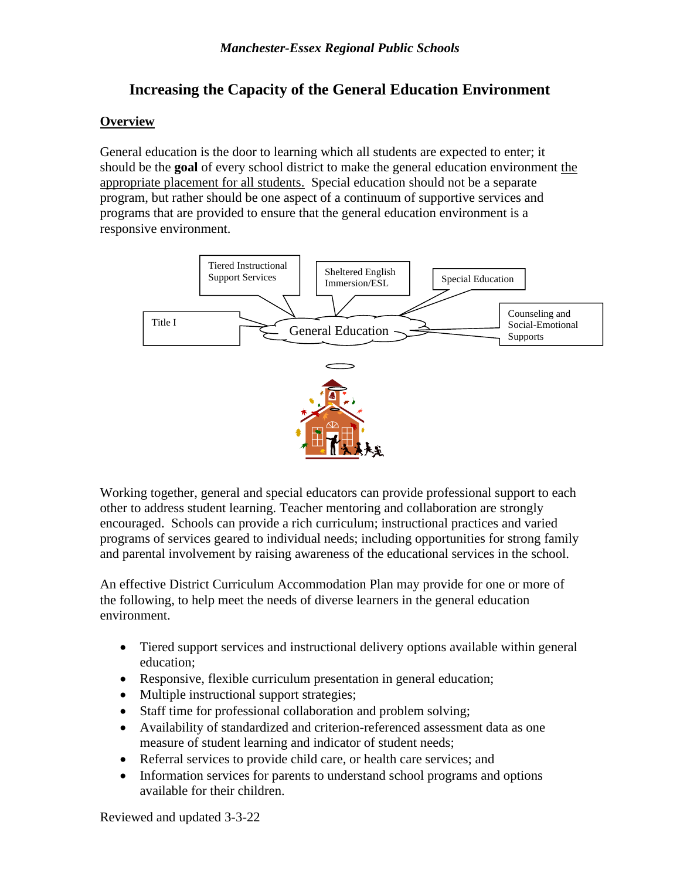## Increasing the Capacity of the General Education Environment

### Overview

General education is the door to learning which all students are expected to enter; it should be the **goal** of every school district to make the general education environment the appropriate placement for all students. Special education should not be a separate program, but rather should be one aspect of a continuum of supportive services and programs that are provided to ensure that the general education environment is a responsive environment.

Tiered Instructional Support Services

Sheltered English Immersion/ESL

Special Education

Title I

General Education

Counseling and Social-Emotional Supports

Working together, general and special educators can provide professional support to each other to address student learning. Teacher mentoring and collaboration are strongly encouraged. Schools can provide a rich curriculum; instructional practices and varied programs of services geared to individual needs; including opportunities for strong family and parental involvement by raising awareness of the educational services in the school.

An effective District Curriculum Accommodation Plan may provide for one or more of the following, to help meet the needs of diverse learners in the general education environment.

- Tiered support services and instructional delivery options available within general education;
- Responsive, flexible curriculum presentation in general education;
- Multiple instructional support strategies;
- Staff time for professional collaboration and problem solving;
- Availability of standardized and criterion-referenced assessment data as one measure of student learning and indicator of student needs;
- Referral services to provide child care, or health care services; and
- Information services for parents to understand school programs and options available for their children.

Reviewed and updated 3-3-22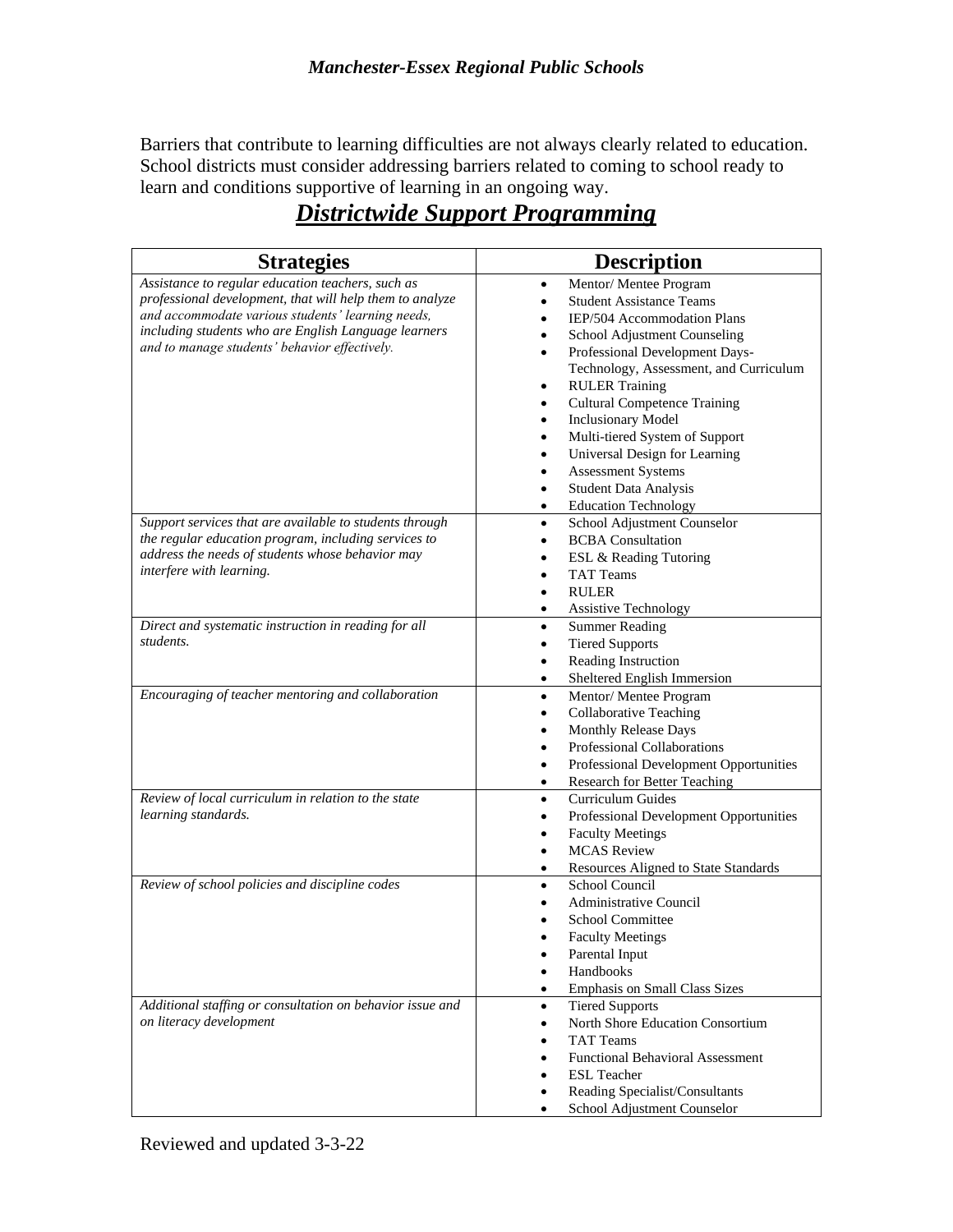*Manchester-Essex Regional Public Schools*

Barriers that contribute to learning difficulties are not always clearly related to education. School districts must consider addressing barriers related to coming to school ready to learn and conditions supportive of learning in an ongoing way.

# *Districtwide Support Programming*

| Strategies | Description |
|---|---|
| *Assistance to regular education teachers, such as professional development, that will help them to analyze and accommodate various students' learning needs, including students who are English Language learners and to manage students' behavior effectively.* | • Mentor/ Mentee Program<br>• Student Assistance Teams<br>• IEP/504 Accommodation Plans<br>• School Adjustment Counseling<br>• Professional Development Days- Technology, Assessment, and Curriculum<br>• RULER Training<br>• Cultural Competence Training<br>• Inclusionary Model<br>• Multi-tiered System of Support<br>• Universal Design for Learning<br>• Assessment Systems<br>• Student Data Analysis<br>• Education Technology |
| *Support services that are available to students through the regular education program, including services to address the needs of students whose behavior may interfere with learning.* | • School Adjustment Counselor<br>• BCBA Consultation<br>• ESL & Reading Tutoring<br>• TAT Teams<br>• RULER<br>• Assistive Technology |
| *Direct and systematic instruction in reading for all students.* | • Summer Reading<br>• Tiered Supports<br>• Reading Instruction<br>• Sheltered English Immersion |
| *Encouraging of teacher mentoring and collaboration* | • Mentor/ Mentee Program<br>• Collaborative Teaching<br>• Monthly Release Days<br>• Professional Collaborations<br>• Professional Development Opportunities<br>• Research for Better Teaching |
| *Review of local curriculum in relation to the state learning standards.* | • Curriculum Guides<br>• Professional Development Opportunities<br>• Faculty Meetings<br>• MCAS Review<br>• Resources Aligned to State Standards |
| *Review of school policies and discipline codes* | • School Council<br>• Administrative Council<br>• School Committee<br>• Faculty Meetings<br>• Parental Input<br>• Handbooks<br>• Emphasis on Small Class Sizes |
| *Additional staffing or consultation on behavior issue and on literacy development* | • Tiered Supports<br>• North Shore Education Consortium<br>• TAT Teams<br>• Functional Behavioral Assessment<br>• ESL Teacher<br>• Reading Specialist/Consultants<br>• School Adjustment Counselor |

Reviewed and updated 3-3-22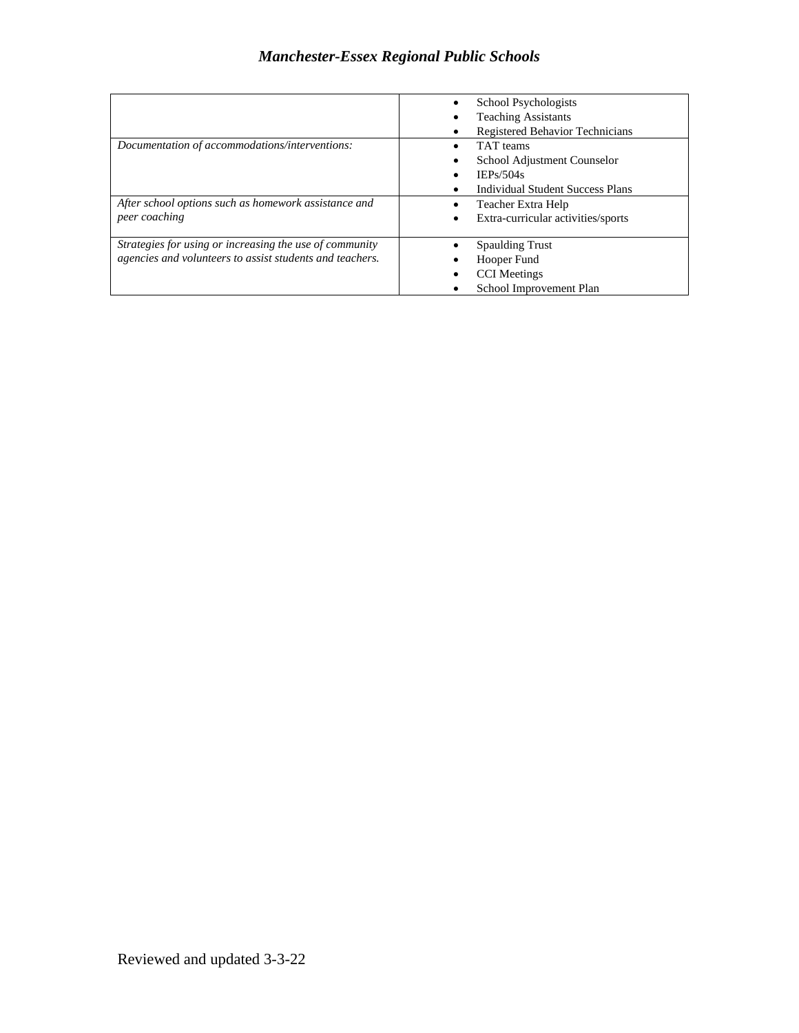| | |
|---|---|
| | • School Psychologists<br>• Teaching Assistants<br>• Registered Behavior Technicians |
| *Documentation of accommodations/interventions:* | • TAT teams<br>• School Adjustment Counselor<br>• IEPs/504s<br>• Individual Student Success Plans |
| *After school options such as homework assistance and peer coaching* | • Teacher Extra Help<br>• Extra-curricular activities/sports |
| *Strategies for using or increasing the use of community agencies and volunteers to assist students and teachers.* | • Spaulding Trust<br>• Hooper Fund<br>• CCI Meetings<br>• School Improvement Plan |

Reviewed and updated 3-3-22